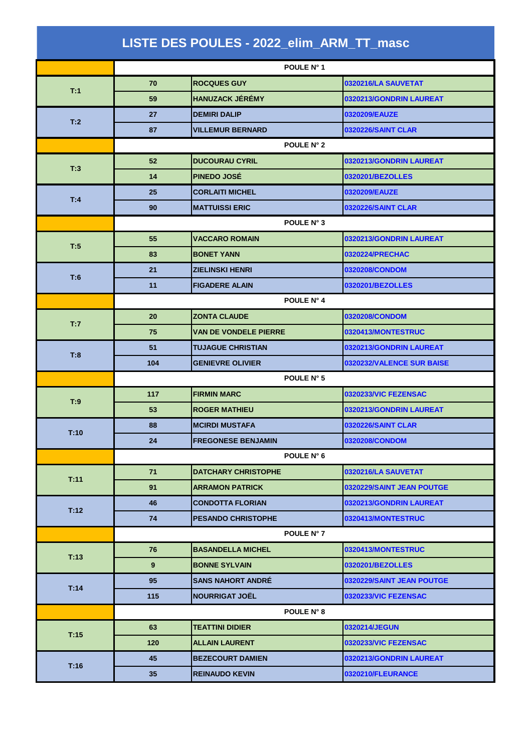# LISTE DES POULES - 2022_elim_ARM_TT_masc

| | | POULE N° 1 | |
|---|---|---|---|
| T:1 | 70 | ROCQUES GUY | 0320216/LA SAUVETAT |
| | 59 | HANUZACK JÉRÉMY | 0320213/GONDRIN LAUREAT |
| T:2 | 27 | DEMIRI DALIP | 0320209/EAUZE |
| | 87 | VILLEMUR BERNARD | 0320226/SAINT CLAR |
| | | POULE N° 2 | |
| T:3 | 52 | DUCOURAU CYRIL | 0320213/GONDRIN LAUREAT |
| | 14 | PINEDO JOSÉ | 0320201/BEZOLLES |
| T:4 | 25 | CORLAITI MICHEL | 0320209/EAUZE |
| | 90 | MATTUISSI ERIC | 0320226/SAINT CLAR |
| | | POULE N° 3 | |
| T:5 | 55 | VACCARO ROMAIN | 0320213/GONDRIN LAUREAT |
| | 83 | BONET YANN | 0320224/PRECHAC |
| T:6 | 21 | ZIELINSKI HENRI | 0320208/CONDOM |
| | 11 | FIGADERE ALAIN | 0320201/BEZOLLES |
| | | POULE N° 4 | |
| T:7 | 20 | ZONTA CLAUDE | 0320208/CONDOM |
| | 75 | VAN DE VONDELE PIERRE | 0320413/MONTESTRUC |
| T:8 | 51 | TUJAGUE CHRISTIAN | 0320213/GONDRIN LAUREAT |
| | 104 | GENIEVRE OLIVIER | 0320232/VALENCE SUR BAISE |
| | | POULE N° 5 | |
| T:9 | 117 | FIRMIN MARC | 0320233/VIC FEZENSAC |
| | 53 | ROGER MATHIEU | 0320213/GONDRIN LAUREAT |
| T:10 | 88 | MCIRDI MUSTAFA | 0320226/SAINT CLAR |
| | 24 | FREGONESE BENJAMIN | 0320208/CONDOM |
| | | POULE N° 6 | |
| T:11 | 71 | DATCHARY CHRISTOPHE | 0320216/LA SAUVETAT |
| | 91 | ARRAMON PATRICK | 0320229/SAINT JEAN POUTGE |
| T:12 | 46 | CONDOTTA FLORIAN | 0320213/GONDRIN LAUREAT |
| | 74 | PESANDO CHRISTOPHE | 0320413/MONTESTRUC |
| | | POULE N° 7 | |
| T:13 | 76 | BASANDELLA MICHEL | 0320413/MONTESTRUC |
| | 9 | BONNE SYLVAIN | 0320201/BEZOLLES |
| T:14 | 95 | SANS NAHORT ANDRÉ | 0320229/SAINT JEAN POUTGE |
| | 115 | NOURRIGAT JOËL | 0320233/VIC FEZENSAC |
| | | POULE N° 8 | |
| T:15 | 63 | TEATTINI DIDIER | 0320214/JEGUN |
| | 120 | ALLAIN LAURENT | 0320233/VIC FEZENSAC |
| T:16 | 45 | BEZECOURT DAMIEN | 0320213/GONDRIN LAUREAT |
| | 35 | REINAUDO KEVIN | 0320210/FLEURANCE |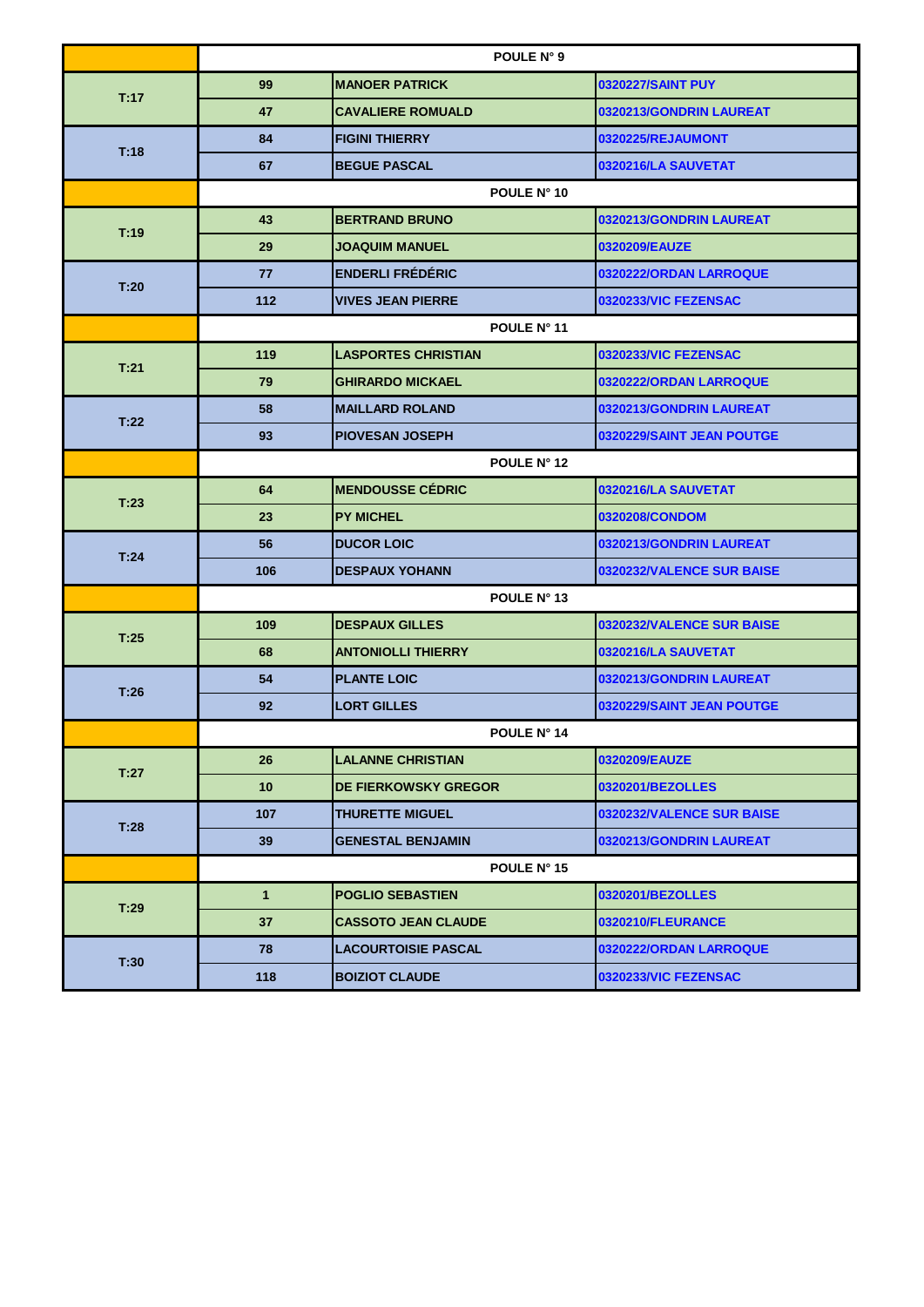| | POULE N° 9 | | |
|---|---|---|---|
| T:17 | 99 | MANOER PATRICK | 0320227/SAINT PUY |
| | 47 | CAVALIERE ROMUALD | 0320213/GONDRIN LAUREAT |
| T:18 | 84 | FIGINI THIERRY | 0320225/REJAUMONT |
| | 67 | BEGUE PASCAL | 0320216/LA SAUVETAT |
| | POULE N° 10 | | |
| T:19 | 43 | BERTRAND BRUNO | 0320213/GONDRIN LAUREAT |
| | 29 | JOAQUIM MANUEL | 0320209/EAUZE |
| T:20 | 77 | ENDERLI FRÉDÉRIC | 0320222/ORDAN LARROQUE |
| | 112 | VIVES JEAN PIERRE | 0320233/VIC FEZENSAC |
| | POULE N° 11 | | |
| T:21 | 119 | LASPORTES CHRISTIAN | 0320233/VIC FEZENSAC |
| | 79 | GHIRARDO MICKAEL | 0320222/ORDAN LARROQUE |
| T:22 | 58 | MAILLARD ROLAND | 0320213/GONDRIN LAUREAT |
| | 93 | PIOVESAN JOSEPH | 0320229/SAINT JEAN POUTGE |
| | POULE N° 12 | | |
| T:23 | 64 | MENDOUSSE CÉDRIC | 0320216/LA SAUVETAT |
| | 23 | PY MICHEL | 0320208/CONDOM |
| T:24 | 56 | DUCOR LOIC | 0320213/GONDRIN LAUREAT |
| | 106 | DESPAUX YOHANN | 0320232/VALENCE SUR BAISE |
| | POULE N° 13 | | |
| T:25 | 109 | DESPAUX GILLES | 0320232/VALENCE SUR BAISE |
| | 68 | ANTONIOLLI THIERRY | 0320216/LA SAUVETAT |
| T:26 | 54 | PLANTE LOIC | 0320213/GONDRIN LAUREAT |
| | 92 | LORT GILLES | 0320229/SAINT JEAN POUTGE |
| | POULE N° 14 | | |
| T:27 | 26 | LALANNE CHRISTIAN | 0320209/EAUZE |
| | 10 | DE FIERKOWSKY GREGOR | 0320201/BEZOLLES |
| T:28 | 107 | THURETTE MIGUEL | 0320232/VALENCE SUR BAISE |
| | 39 | GENESTAL BENJAMIN | 0320213/GONDRIN LAUREAT |
| | POULE N° 15 | | |
| T:29 | 1 | POGLIO SEBASTIEN | 0320201/BEZOLLES |
| | 37 | CASSOTO JEAN CLAUDE | 0320210/FLEURANCE |
| T:30 | 78 | LACOURTOISIE PASCAL | 0320222/ORDAN LARROQUE |
| | 118 | BOIZIOT CLAUDE | 0320233/VIC FEZENSAC |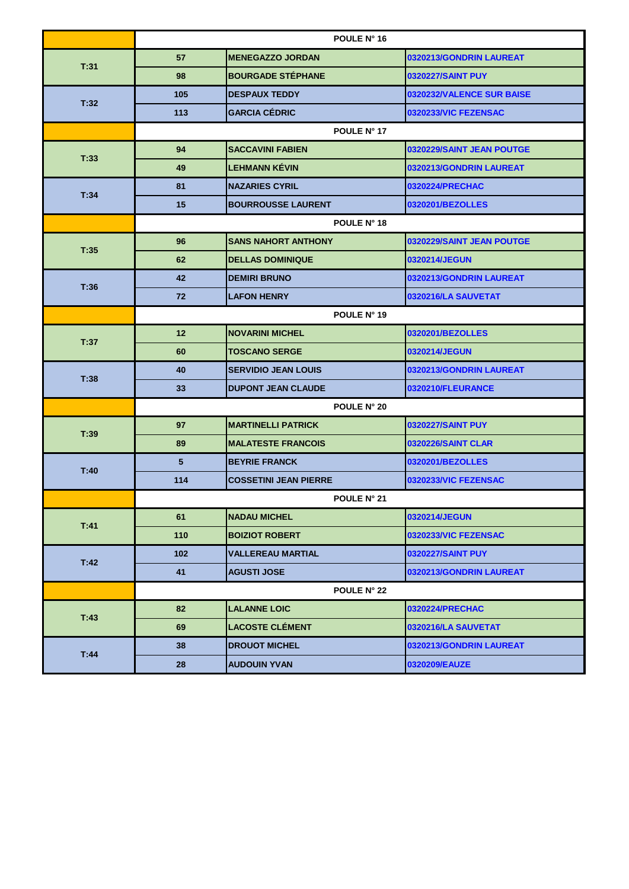| | | POULE N° 16 | |
|---|---|---|---|
| T:31 | 57 | MENEGAZZO JORDAN | 0320213/GONDRIN LAUREAT |
| | 98 | BOURGADE STÉPHANE | 0320227/SAINT PUY |
| T:32 | 105 | DESPAUX TEDDY | 0320232/VALENCE SUR BAISE |
| | 113 | GARCIA CÉDRIC | 0320233/VIC FEZENSAC |
| | | POULE N° 17 | |
| T:33 | 94 | SACCAVINI FABIEN | 0320229/SAINT JEAN POUTGE |
| | 49 | LEHMANN KÉVIN | 0320213/GONDRIN LAUREAT |
| T:34 | 81 | NAZARIES CYRIL | 0320224/PRECHAC |
| | 15 | BOURROUSSE LAURENT | 0320201/BEZOLLES |
| | | POULE N° 18 | |
| T:35 | 96 | SANS NAHORT ANTHONY | 0320229/SAINT JEAN POUTGE |
| | 62 | DELLAS DOMINIQUE | 0320214/JEGUN |
| T:36 | 42 | DEMIRI BRUNO | 0320213/GONDRIN LAUREAT |
| | 72 | LAFON HENRY | 0320216/LA SAUVETAT |
| | | POULE N° 19 | |
| T:37 | 12 | NOVARINI MICHEL | 0320201/BEZOLLES |
| | 60 | TOSCANO SERGE | 0320214/JEGUN |
| T:38 | 40 | SERVIDIO JEAN LOUIS | 0320213/GONDRIN LAUREAT |
| | 33 | DUPONT JEAN CLAUDE | 0320210/FLEURANCE |
| | | POULE N° 20 | |
| T:39 | 97 | MARTINELLI PATRICK | 0320227/SAINT PUY |
| | 89 | MALATESTE FRANCOIS | 0320226/SAINT CLAR |
| T:40 | 5 | BEYRIE FRANCK | 0320201/BEZOLLES |
| | 114 | COSSETINI JEAN PIERRE | 0320233/VIC FEZENSAC |
| | | POULE N° 21 | |
| T:41 | 61 | NADAU MICHEL | 0320214/JEGUN |
| | 110 | BOIZIOT ROBERT | 0320233/VIC FEZENSAC |
| T:42 | 102 | VALLEREAU MARTIAL | 0320227/SAINT PUY |
| | 41 | AGUSTI JOSE | 0320213/GONDRIN LAUREAT |
| | | POULE N° 22 | |
| T:43 | 82 | LALANNE LOIC | 0320224/PRECHAC |
| | 69 | LACOSTE CLÉMENT | 0320216/LA SAUVETAT |
| T:44 | 38 | DROUOT MICHEL | 0320213/GONDRIN LAUREAT |
| | 28 | AUDOUIN YVAN | 0320209/EAUZE |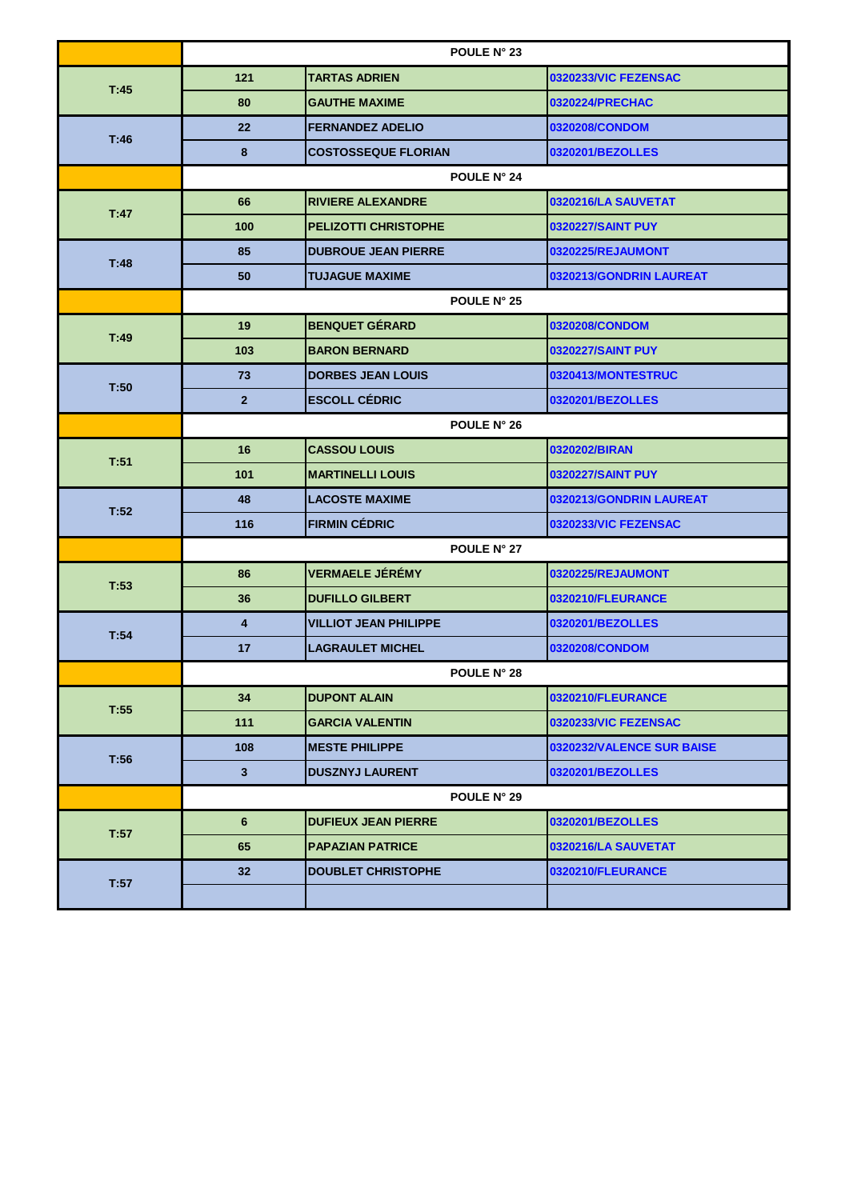| | POULE N° 23 | | |
|---|---|---|---|
| T:45 | 121 | TARTAS ADRIEN | 0320233/VIC FEZENSAC |
| | 80 | GAUTHE MAXIME | 0320224/PRECHAC |
| T:46 | 22 | FERNANDEZ ADELIO | 0320208/CONDOM |
| | 8 | COSTOSSEQUE FLORIAN | 0320201/BEZOLLES |
| | POULE N° 24 | | |
| T:47 | 66 | RIVIERE ALEXANDRE | 0320216/LA SAUVETAT |
| | 100 | PELIZOTTI CHRISTOPHE | 0320227/SAINT PUY |
| T:48 | 85 | DUBROUE JEAN PIERRE | 0320225/REJAUMONT |
| | 50 | TUJAGUE MAXIME | 0320213/GONDRIN LAUREAT |
| | POULE N° 25 | | |
| T:49 | 19 | BENQUET GÉRARD | 0320208/CONDOM |
| | 103 | BARON BERNARD | 0320227/SAINT PUY |
| T:50 | 73 | DORBES JEAN LOUIS | 0320413/MONTESTRUC |
| | 2 | ESCOLL CÉDRIC | 0320201/BEZOLLES |
| | POULE N° 26 | | |
| T:51 | 16 | CASSOU LOUIS | 0320202/BIRAN |
| | 101 | MARTINELLI LOUIS | 0320227/SAINT PUY |
| T:52 | 48 | LACOSTE MAXIME | 0320213/GONDRIN LAUREAT |
| | 116 | FIRMIN CÉDRIC | 0320233/VIC FEZENSAC |
| | POULE N° 27 | | |
| T:53 | 86 | VERMAELE JÉRÉMY | 0320225/REJAUMONT |
| | 36 | DUFILLO GILBERT | 0320210/FLEURANCE |
| T:54 | 4 | VILLIOT JEAN PHILIPPE | 0320201/BEZOLLES |
| | 17 | LAGRAULET MICHEL | 0320208/CONDOM |
| | POULE N° 28 | | |
| T:55 | 34 | DUPONT ALAIN | 0320210/FLEURANCE |
| | 111 | GARCIA VALENTIN | 0320233/VIC FEZENSAC |
| T:56 | 108 | MESTE PHILIPPE | 0320232/VALENCE SUR BAISE |
| | 3 | DUSZNYJ LAURENT | 0320201/BEZOLLES |
| | POULE N° 29 | | |
| T:57 | 6 | DUFIEUX JEAN PIERRE | 0320201/BEZOLLES |
| | 65 | PAPAZIAN PATRICE | 0320216/LA SAUVETAT |
| T:57 | 32 | DOUBLET CHRISTOPHE | 0320210/FLEURANCE |
| | | | |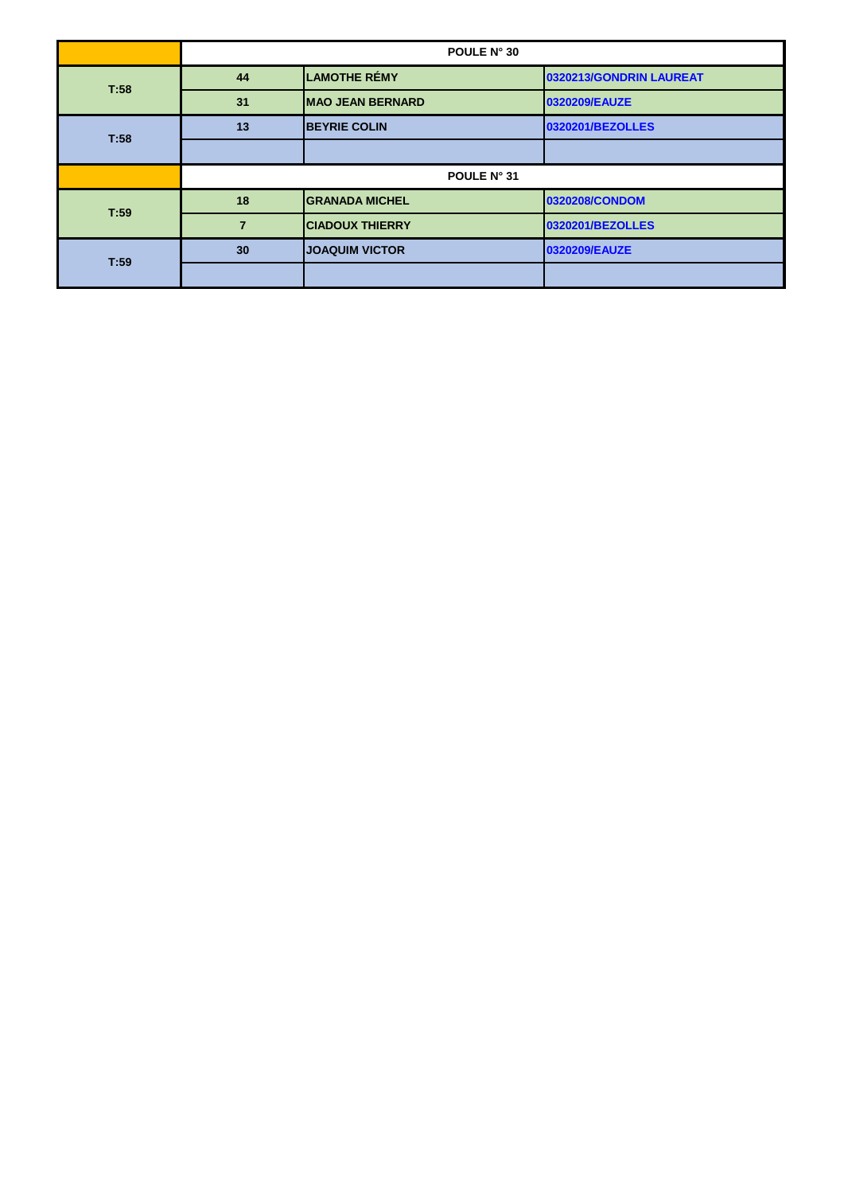| | | | |
|---|---|---|---|
| | POULE N° 30 | | |
| T:58 | 44 | LAMOTHE RÉMY | 0320213/GONDRIN LAUREAT |
| | 31 | MAO JEAN BERNARD | 0320209/EAUZE |
| T:58 | 13 | BEYRIE COLIN | 0320201/BEZOLLES |
| | | | |
| | POULE N° 31 | | |
| T:59 | 18 | GRANADA MICHEL | 0320208/CONDOM |
| | 7 | CIADOUX THIERRY | 0320201/BEZOLLES |
| T:59 | 30 | JOAQUIM VICTOR | 0320209/EAUZE |
| | | | |